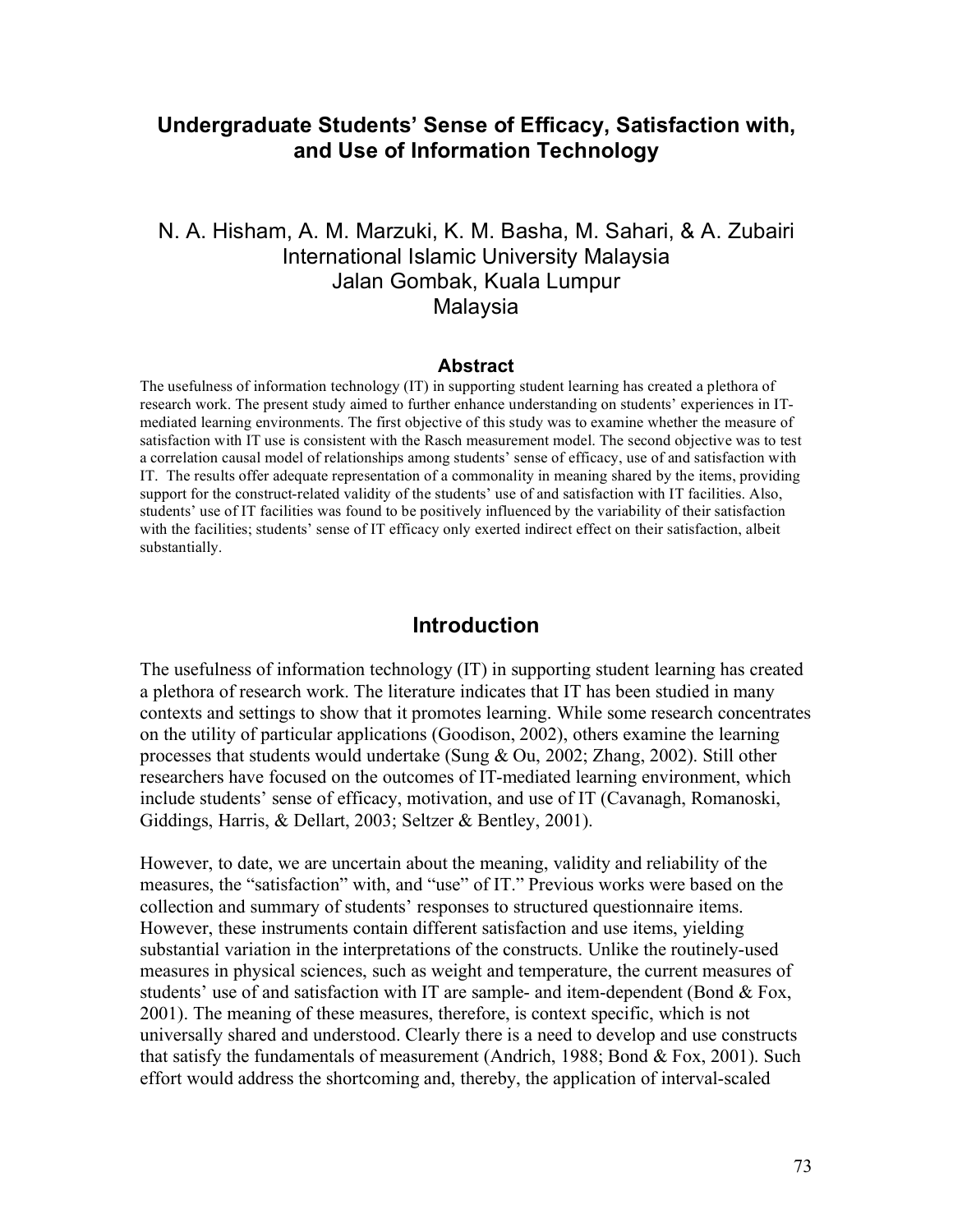# Undergraduate Students' Sense of Efficacy, Satisfaction with, and Use of Information Technology

N. A. Hisham, A. M. Marzuki, K. M. Basha, M. Sahari, & A. Zubairi
International Islamic University Malaysia
Jalan Gombak, Kuala Lumpur
Malaysia

## Abstract

The usefulness of information technology (IT) in supporting student learning has created a plethora of research work. The present study aimed to further enhance understanding on students' experiences in IT-mediated learning environments. The first objective of this study was to examine whether the measure of satisfaction with IT use is consistent with the Rasch measurement model. The second objective was to test a correlation causal model of relationships among students' sense of efficacy, use of and satisfaction with IT. The results offer adequate representation of a commonality in meaning shared by the items, providing support for the construct-related validity of the students' use of and satisfaction with IT facilities. Also, students' use of IT facilities was found to be positively influenced by the variability of their satisfaction with the facilities; students' sense of IT efficacy only exerted indirect effect on their satisfaction, albeit substantially.

## Introduction

The usefulness of information technology (IT) in supporting student learning has created a plethora of research work. The literature indicates that IT has been studied in many contexts and settings to show that it promotes learning. While some research concentrates on the utility of particular applications (Goodison, 2002), others examine the learning processes that students would undertake (Sung & Ou, 2002; Zhang, 2002). Still other researchers have focused on the outcomes of IT-mediated learning environment, which include students' sense of efficacy, motivation, and use of IT (Cavanagh, Romanoski, Giddings, Harris, & Dellart, 2003; Seltzer & Bentley, 2001).

However, to date, we are uncertain about the meaning, validity and reliability of the measures, the "satisfaction" with, and "use" of IT." Previous works were based on the collection and summary of students' responses to structured questionnaire items. However, these instruments contain different satisfaction and use items, yielding substantial variation in the interpretations of the constructs. Unlike the routinely-used measures in physical sciences, such as weight and temperature, the current measures of students' use of and satisfaction with IT are sample- and item-dependent (Bond & Fox, 2001). The meaning of these measures, therefore, is context specific, which is not universally shared and understood. Clearly there is a need to develop and use constructs that satisfy the fundamentals of measurement (Andrich, 1988; Bond & Fox, 2001). Such effort would address the shortcoming and, thereby, the application of interval-scaled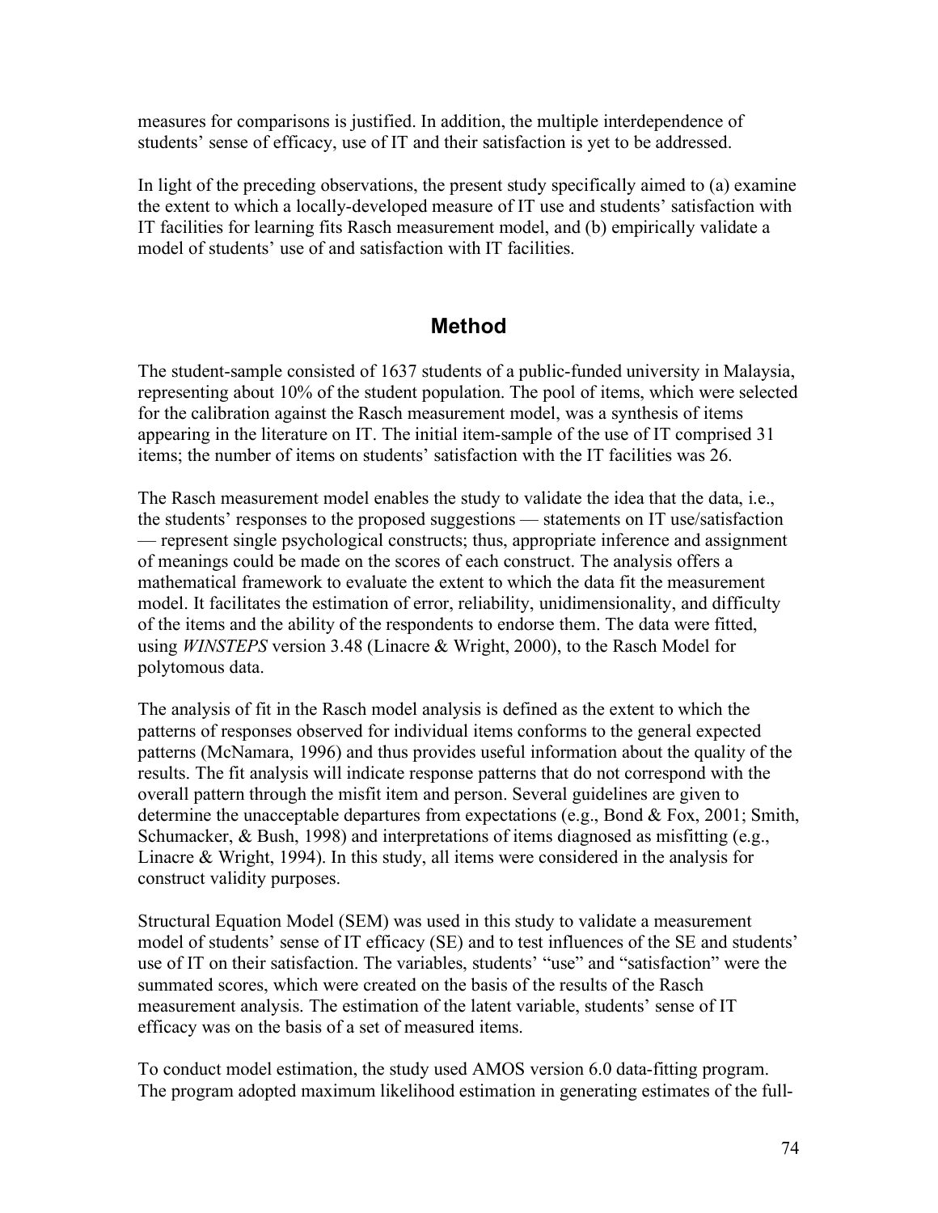measures for comparisons is justified. In addition, the multiple interdependence of students' sense of efficacy, use of IT and their satisfaction is yet to be addressed.

In light of the preceding observations, the present study specifically aimed to (a) examine the extent to which a locally-developed measure of IT use and students' satisfaction with IT facilities for learning fits Rasch measurement model, and (b) empirically validate a model of students' use of and satisfaction with IT facilities.

## Method

The student-sample consisted of 1637 students of a public-funded university in Malaysia, representing about 10% of the student population. The pool of items, which were selected for the calibration against the Rasch measurement model, was a synthesis of items appearing in the literature on IT. The initial item-sample of the use of IT comprised 31 items; the number of items on students' satisfaction with the IT facilities was 26.

The Rasch measurement model enables the study to validate the idea that the data, i.e., the students' responses to the proposed suggestions — statements on IT use/satisfaction — represent single psychological constructs; thus, appropriate inference and assignment of meanings could be made on the scores of each construct. The analysis offers a mathematical framework to evaluate the extent to which the data fit the measurement model. It facilitates the estimation of error, reliability, unidimensionality, and difficulty of the items and the ability of the respondents to endorse them. The data were fitted, using *WINSTEPS* version 3.48 (Linacre & Wright, 2000), to the Rasch Model for polytomous data.

The analysis of fit in the Rasch model analysis is defined as the extent to which the patterns of responses observed for individual items conforms to the general expected patterns (McNamara, 1996) and thus provides useful information about the quality of the results. The fit analysis will indicate response patterns that do not correspond with the overall pattern through the misfit item and person. Several guidelines are given to determine the unacceptable departures from expectations (e.g., Bond & Fox, 2001; Smith, Schumacker, & Bush, 1998) and interpretations of items diagnosed as misfitting (e.g., Linacre & Wright, 1994). In this study, all items were considered in the analysis for construct validity purposes.

Structural Equation Model (SEM) was used in this study to validate a measurement model of students' sense of IT efficacy (SE) and to test influences of the SE and students' use of IT on their satisfaction. The variables, students' "use" and "satisfaction" were the summated scores, which were created on the basis of the results of the Rasch measurement analysis. The estimation of the latent variable, students' sense of IT efficacy was on the basis of a set of measured items.

To conduct model estimation, the study used AMOS version 6.0 data-fitting program. The program adopted maximum likelihood estimation in generating estimates of the full-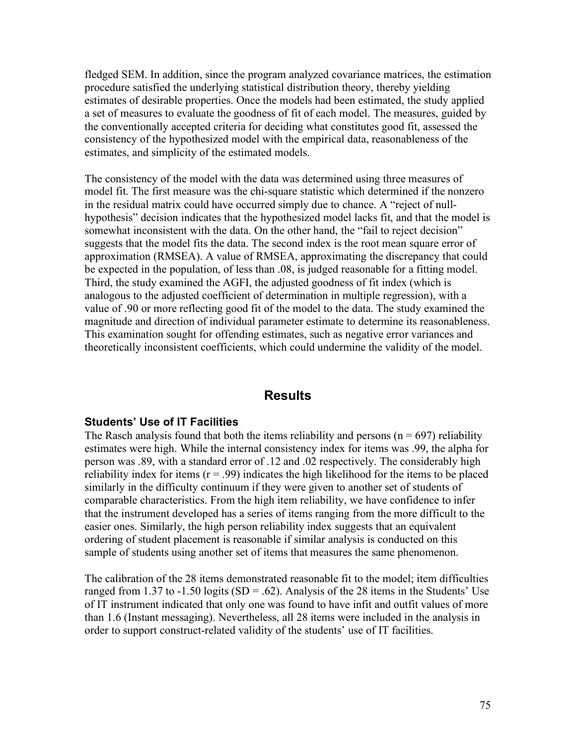fledged SEM. In addition, since the program analyzed covariance matrices, the estimation procedure satisfied the underlying statistical distribution theory, thereby yielding estimates of desirable properties. Once the models had been estimated, the study applied a set of measures to evaluate the goodness of fit of each model. The measures, guided by the conventionally accepted criteria for deciding what constitutes good fit, assessed the consistency of the hypothesized model with the empirical data, reasonableness of the estimates, and simplicity of the estimated models.

The consistency of the model with the data was determined using three measures of model fit. The first measure was the chi-square statistic which determined if the nonzero in the residual matrix could have occurred simply due to chance. A "reject of null-hypothesis" decision indicates that the hypothesized model lacks fit, and that the model is somewhat inconsistent with the data. On the other hand, the "fail to reject decision" suggests that the model fits the data. The second index is the root mean square error of approximation (RMSEA). A value of RMSEA, approximating the discrepancy that could be expected in the population, of less than .08, is judged reasonable for a fitting model. Third, the study examined the AGFI, the adjusted goodness of fit index (which is analogous to the adjusted coefficient of determination in multiple regression), with a value of .90 or more reflecting good fit of the model to the data. The study examined the magnitude and direction of individual parameter estimate to determine its reasonableness. This examination sought for offending estimates, such as negative error variances and theoretically inconsistent coefficients, which could undermine the validity of the model.

## Results

### Students' Use of IT Facilities

The Rasch analysis found that both the items reliability and persons ($n = 697$) reliability estimates were high. While the internal consistency index for items was .99, the alpha for person was .89, with a standard error of .12 and .02 respectively. The considerably high reliability index for items ($r = .99$) indicates the high likelihood for the items to be placed similarly in the difficulty continuum if they were given to another set of students of comparable characteristics. From the high item reliability, we have confidence to infer that the instrument developed has a series of items ranging from the more difficult to the easier ones. Similarly, the high person reliability index suggests that an equivalent ordering of student placement is reasonable if similar analysis is conducted on this sample of students using another set of items that measures the same phenomenon.

The calibration of the 28 items demonstrated reasonable fit to the model; item difficulties ranged from 1.37 to -1.50 logits ($SD = .62$). Analysis of the 28 items in the Students' Use of IT instrument indicated that only one was found to have infit and outfit values of more than 1.6 (Instant messaging). Nevertheless, all 28 items were included in the analysis in order to support construct-related validity of the students' use of IT facilities.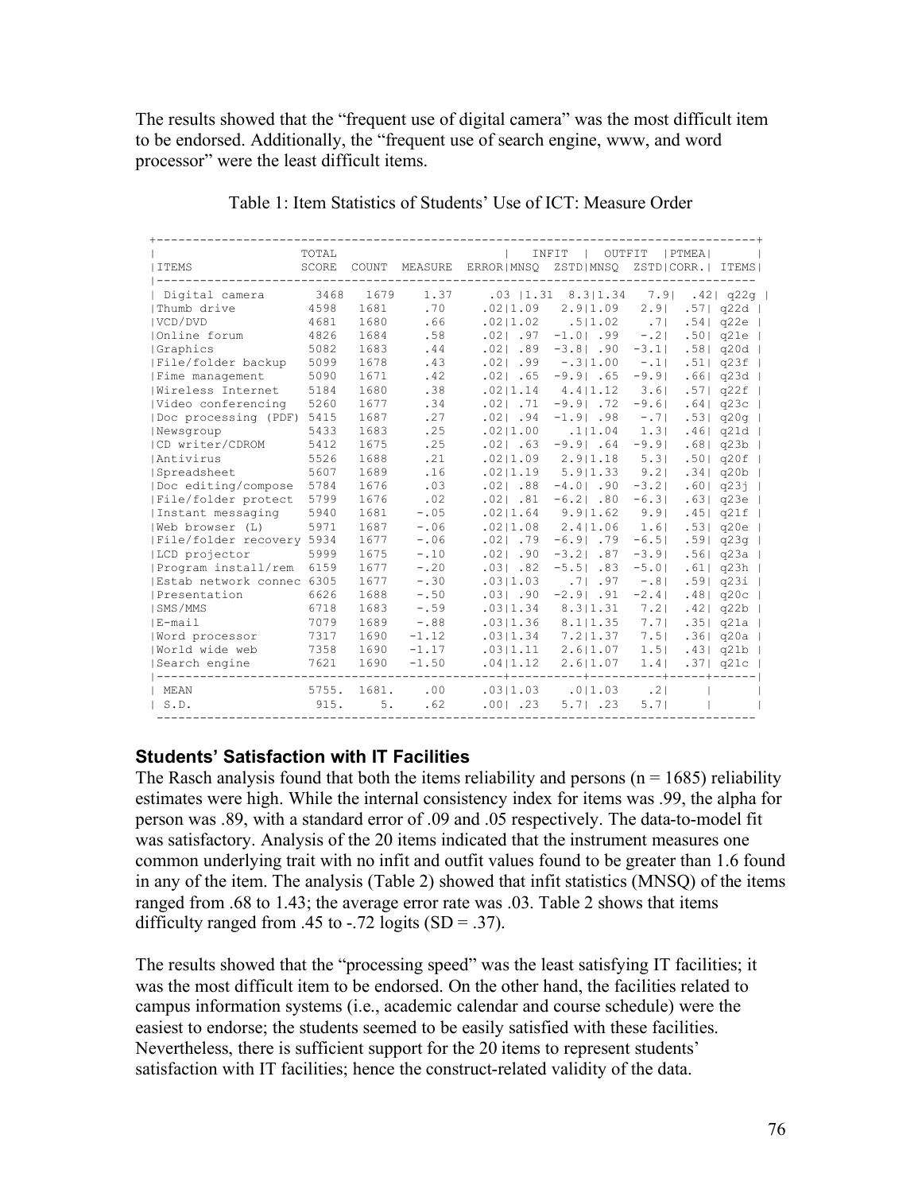The results showed that the “frequent use of digital camera” was the most difficult item to be endorsed. Additionally, the “frequent use of search engine, www, and word processor” were the least difficult items.

Table 1: Item Statistics of Students’ Use of ICT: Measure Order

| ITEMS | TOTAL SCORE | COUNT | MEASURE | ERROR | INFIT MNSQ | INFIT ZSTD | OUTFIT MNSQ | OUTFIT ZSTD | PTMEA CORR. | ITEMS |
|---|---|---|---|---|---|---|---|---|---|---|
| Digital camera | 3468 | 1679 | 1.37 | .03 | 1.31 | 8.3 | 1.34 | 7.9 | .42 | q22g |
| Thumb drive | 4598 | 1681 | .70 | .02 | 1.09 | 2.9 | 1.09 | 2.9 | .57 | q22d |
| VCD/DVD | 4681 | 1680 | .66 | .02 | 1.02 | .5 | 1.02 | .7 | .54 | q22e |
| Online forum | 4826 | 1684 | .58 | .02 | .97 | -1.0 | .99 | -.2 | .50 | q21e |
| Graphics | 5082 | 1683 | .44 | .02 | .89 | -3.8 | .90 | -3.1 | .58 | q20d |
| File/folder backup | 5099 | 1678 | .43 | .02 | .99 | -.3 | 1.00 | -.1 | .51 | q23f |
| Fime management | 5090 | 1671 | .42 | .02 | .65 | -9.9 | .65 | -9.9 | .66 | q23d |
| Wireless Internet | 5184 | 1680 | .38 | .02 | 1.14 | 4.4 | 1.12 | 3.6 | .57 | q22f |
| Video conferencing | 5260 | 1677 | .34 | .02 | .71 | -9.9 | .72 | -9.6 | .64 | q23c |
| Doc processing (PDF) | 5415 | 1687 | .27 | .02 | .94 | -1.9 | .98 | -.7 | .53 | q20g |
| Newsgroup | 5433 | 1683 | .25 | .02 | 1.00 | .1 | 1.04 | 1.3 | .46 | q21d |
| CD writer/CDROM | 5412 | 1675 | .25 | .02 | .63 | -9.9 | .64 | -9.9 | .68 | q23b |
| Antivirus | 5526 | 1688 | .21 | .02 | 1.09 | 2.9 | 1.18 | 5.3 | .50 | q20f |
| Spreadsheet | 5607 | 1689 | .16 | .02 | 1.19 | 5.9 | 1.33 | 9.2 | .34 | q20b |
| Doc editing/compose | 5784 | 1676 | .03 | .02 | .88 | -4.0 | .90 | -3.2 | .60 | q23j |
| File/folder protect | 5799 | 1676 | .02 | .02 | .81 | -6.2 | .80 | -6.3 | .63 | q23e |
| Instant messaging | 5940 | 1681 | -.05 | .02 | 1.64 | 9.9 | 1.62 | 9.9 | .45 | q21f |
| Web browser (L) | 5971 | 1687 | -.06 | .02 | 1.08 | 2.4 | 1.06 | 1.6 | .53 | q20e |
| File/folder recovery | 5934 | 1677 | -.06 | .02 | .79 | -6.9 | .79 | -6.5 | .59 | q23g |
| LCD projector | 5999 | 1675 | -.10 | .02 | .90 | -3.2 | .87 | -3.9 | .56 | q23a |
| Program install/rem | 6159 | 1677 | -.20 | .03 | .82 | -5.5 | .83 | -5.0 | .61 | q23h |
| Estab network connec | 6305 | 1677 | -.30 | .03 | 1.03 | .7 | .97 | -.8 | .59 | q23i |
| Presentation | 6626 | 1688 | -.50 | .03 | .90 | -2.9 | .91 | -2.4 | .48 | q20c |
| SMS/MMS | 6718 | 1683 | -.59 | .03 | 1.34 | 8.3 | 1.31 | 7.2 | .42 | q22b |
| E-mail | 7079 | 1689 | -.88 | .03 | 1.36 | 8.1 | 1.35 | 7.7 | .35 | q21a |
| Word processor | 7317 | 1690 | -1.12 | .03 | 1.34 | 7.2 | 1.37 | 7.5 | .36 | q20a |
| World wide web | 7358 | 1690 | -1.17 | .03 | 1.11 | 2.6 | 1.07 | 1.5 | .43 | q21b |
| Search engine | 7621 | 1690 | -1.50 | .04 | 1.12 | 2.6 | 1.07 | 1.4 | .37 | q21c |
| MEAN | 5755. | 1681. | .00 | .03 | 1.03 | .0 | 1.03 | .2 | | |
| S.D. | 915. | 5. | .62 | .00 | .23 | 5.7 | .23 | 5.7 | | |

### Students’ Satisfaction with IT Facilities

The Rasch analysis found that both the items reliability and persons (n = 1685) reliability estimates were high. While the internal consistency index for items was .99, the alpha for person was .89, with a standard error of .09 and .05 respectively. The data-to-model fit was satisfactory. Analysis of the 20 items indicated that the instrument measures one common underlying trait with no infit and outfit values found to be greater than 1.6 found in any of the item. The analysis (Table 2) showed that infit statistics (MNSQ) of the items ranged from .68 to 1.43; the average error rate was .03. Table 2 shows that items difficulty ranged from .45 to -.72 logits (SD = .37).

The results showed that the “processing speed” was the least satisfying IT facilities; it was the most difficult item to be endorsed. On the other hand, the facilities related to campus information systems (i.e., academic calendar and course schedule) were the easiest to endorse; the students seemed to be easily satisfied with these facilities. Nevertheless, there is sufficient support for the 20 items to represent students’ satisfaction with IT facilities; hence the construct-related validity of the data.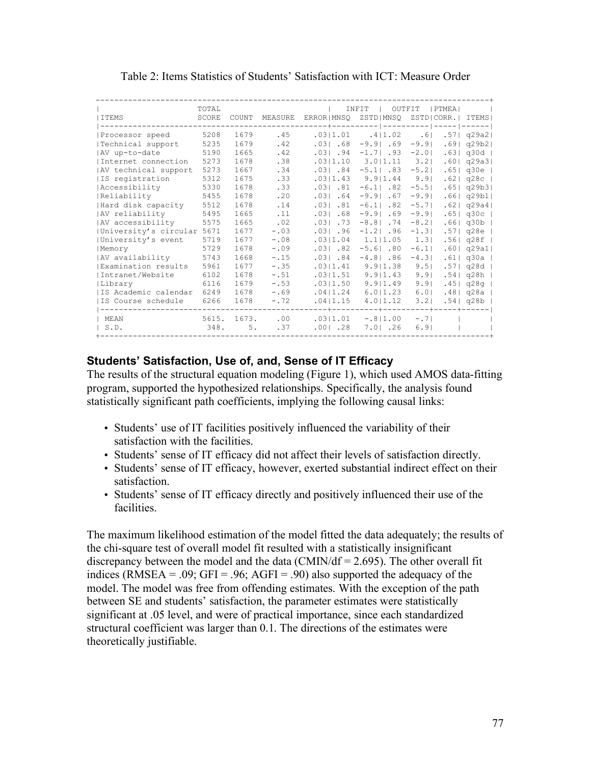Table 2: Items Statistics of Students' Satisfaction with ICT: Measure Order

| ITEMS | TOTAL SCORE | COUNT | MEASURE | ERROR | INFIT MNSQ | INFIT ZSTD | OUTFIT MNSQ | OUTFIT ZSTD | PTMEA CORR. | ITEMS |
|---|---|---|---|---|---|---|---|---|---|---|
| Processor speed | 5208 | 1679 | .45 | .03 | 1.01 | .4 | 1.02 | .6 | .57 | q29a2 |
| Technical support | 5235 | 1679 | .42 | .03 | .68 | -9.9 | .69 | -9.9 | .69 | q29b2 |
| AV up-to-date | 5190 | 1665 | .42 | .03 | .94 | -1.7 | .93 | -2.0 | .63 | q30d |
| Internet connection | 5273 | 1678 | .38 | .03 | 1.10 | 3.0 | 1.11 | 3.2 | .60 | q29a3 |
| AV technical support | 5273 | 1667 | .34 | .03 | .84 | -5.1 | .83 | -5.2 | .65 | q30e |
| IS registration | 5312 | 1675 | .33 | .03 | 1.43 | 9.9 | 1.44 | 9.9 | .62 | q28c |
| Accessibility | 5330 | 1678 | .33 | .03 | .81 | -6.1 | .82 | -5.5 | .65 | q29b3 |
| Reliability | 5455 | 1678 | .20 | .03 | .64 | -9.9 | .67 | -9.9 | .66 | q29b1 |
| Hard disk capacity | 5512 | 1678 | .14 | .03 | .81 | -6.1 | .82 | -5.7 | .62 | q29a4 |
| AV reliability | 5495 | 1665 | .11 | .03 | .68 | -9.9 | .69 | -9.9 | .65 | q30c |
| AV accessibility | 5575 | 1665 | .02 | .03 | .73 | -8.8 | .74 | -8.2 | .66 | q30b |
| University's circular | 5671 | 1677 | -.03 | .03 | .96 | -1.2 | .96 | -1.3 | .57 | q28e |
| University's event | 5719 | 1677 | -.08 | .03 | 1.04 | 1.1 | 1.05 | 1.3 | .56 | q28f |
| Memory | 5729 | 1678 | -.09 | .03 | .82 | -5.6 | .80 | -6.1 | .60 | q29a1 |
| AV availability | 5743 | 1668 | -.15 | .03 | .84 | -4.8 | .86 | -4.3 | .61 | q30a |
| Examination results | 5961 | 1677 | -.35 | .03 | 1.41 | 9.9 | 1.38 | 9.5 | .57 | q28d |
| Intranet/Website | 6102 | 1678 | -.51 | .03 | 1.51 | 9.9 | 1.43 | 9.9 | .54 | q28h |
| Library | 6116 | 1679 | -.53 | .03 | 1.50 | 9.9 | 1.49 | 9.9 | .45 | q28g |
| IS Academic calendar | 6249 | 1678 | -.69 | .04 | 1.24 | 6.0 | 1.23 | 6.0 | .48 | q28a |
| IS Course schedule | 6266 | 1678 | -.72 | .04 | 1.15 | 4.0 | 1.12 | 3.2 | .54 | q28b |
| MEAN | 5615. | 1673. | .00 | .03 | 1.01 | -.8 | 1.00 | -.7 | | |
| S.D. | 348. | 5. | .37 | .00 | .28 | 7.0 | .26 | 6.9 | | |

### Students' Satisfaction, Use of, and, Sense of IT Efficacy

The results of the structural equation modeling (Figure 1), which used AMOS data-fitting program, supported the hypothesized relationships. Specifically, the analysis found statistically significant path coefficients, implying the following causal links:

- Students' use of IT facilities positively influenced the variability of their satisfaction with the facilities.
- Students' sense of IT efficacy did not affect their levels of satisfaction directly.
- Students' sense of IT efficacy, however, exerted substantial indirect effect on their satisfaction.
- Students' sense of IT efficacy directly and positively influenced their use of the facilities.

The maximum likelihood estimation of the model fitted the data adequately; the results of the chi-square test of overall model fit resulted with a statistically insignificant discrepancy between the model and the data (CMIN/df = 2.695). The other overall fit indices (RMSEA = .09; GFI = .96; AGFI = .90) also supported the adequacy of the model. The model was free from offending estimates. With the exception of the path between SE and students' satisfaction, the parameter estimates were statistically significant at .05 level, and were of practical importance, since each standardized structural coefficient was larger than 0.1. The directions of the estimates were theoretically justifiable.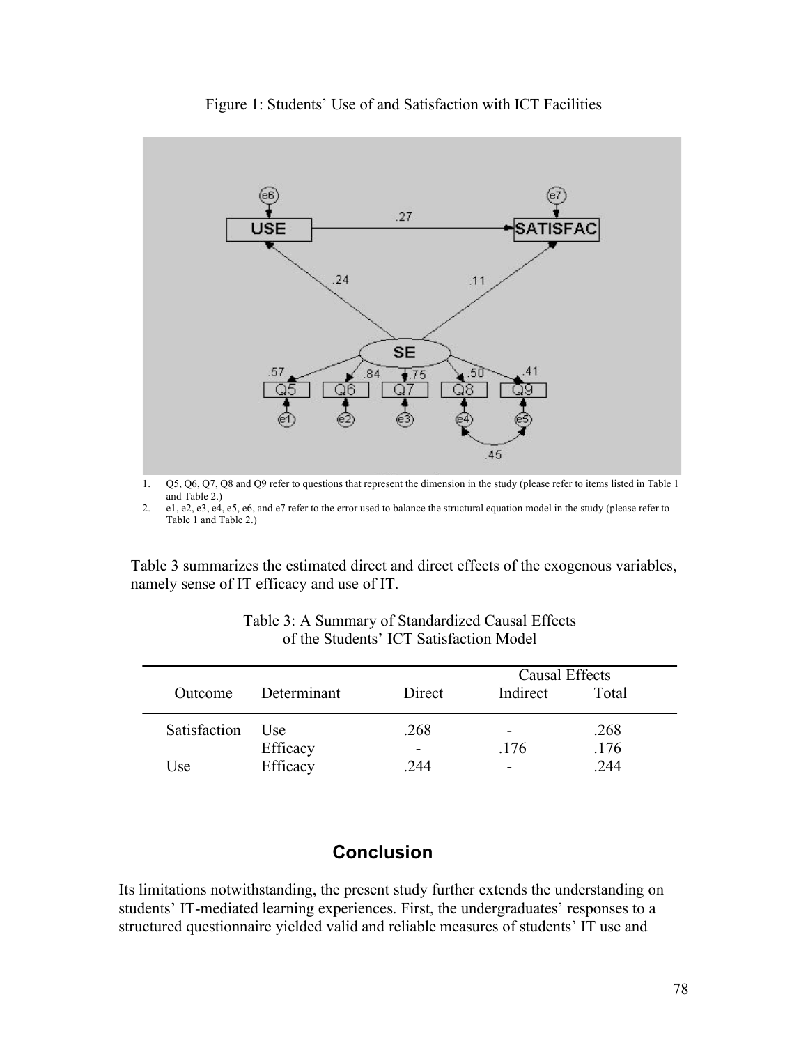Figure 1: Students' Use of and Satisfaction with ICT Facilities

1. Q5, Q6, Q7, Q8 and Q9 refer to questions that represent the dimension in the study (please refer to items listed in Table 1 and Table 2.)
2. e1, e2, e3, e4, e5, e6, and e7 refer to the error used to balance the structural equation model in the study (please refer to Table 1 and Table 2.)

Table 3 summarizes the estimated direct and direct effects of the exogenous variables, namely sense of IT efficacy and use of IT.

Table 3: A Summary of Standardized Causal Effects of the Students' ICT Satisfaction Model

| Outcome | Determinant | Causal Effects | | |
|---|---|---|---|---|
| | | Direct | Indirect | Total |
| Satisfaction | Use | .268 | - | .268 |
| | Efficacy | - | .176 | .176 |
| Use | Efficacy | .244 | - | .244 |

## Conclusion

Its limitations notwithstanding, the present study further extends the understanding on students' IT-mediated learning experiences. First, the undergraduates' responses to a structured questionnaire yielded valid and reliable measures of students' IT use and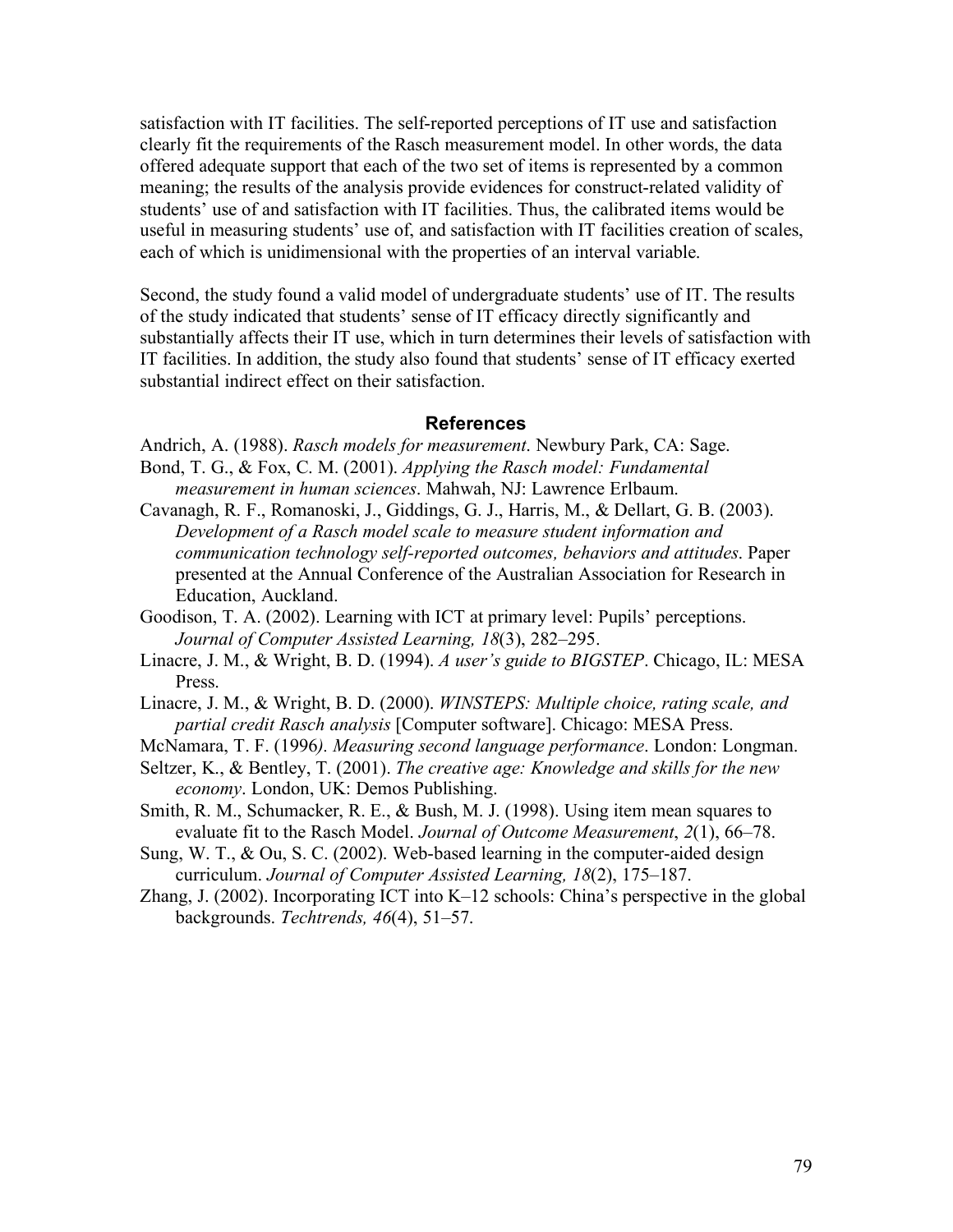satisfaction with IT facilities. The self-reported perceptions of IT use and satisfaction clearly fit the requirements of the Rasch measurement model. In other words, the data offered adequate support that each of the two set of items is represented by a common meaning; the results of the analysis provide evidences for construct-related validity of students' use of and satisfaction with IT facilities. Thus, the calibrated items would be useful in measuring students' use of, and satisfaction with IT facilities creation of scales, each of which is unidimensional with the properties of an interval variable.

Second, the study found a valid model of undergraduate students' use of IT. The results of the study indicated that students' sense of IT efficacy directly significantly and substantially affects their IT use, which in turn determines their levels of satisfaction with IT facilities. In addition, the study also found that students' sense of IT efficacy exerted substantial indirect effect on their satisfaction.

## References

Andrich, A. (1988). *Rasch models for measurement*. Newbury Park, CA: Sage.

Bond, T. G., & Fox, C. M. (2001). *Applying the Rasch model: Fundamental measurement in human sciences*. Mahwah, NJ: Lawrence Erlbaum.

Cavanagh, R. F., Romanoski, J., Giddings, G. J., Harris, M., & Dellart, G. B. (2003). *Development of a Rasch model scale to measure student information and communication technology self-reported outcomes, behaviors and attitudes*. Paper presented at the Annual Conference of the Australian Association for Research in Education, Auckland.

Goodison, T. A. (2002). Learning with ICT at primary level: Pupils' perceptions. *Journal of Computer Assisted Learning, 18*(3), 282–295.

Linacre, J. M., & Wright, B. D. (1994). *A user's guide to BIGSTEP*. Chicago, IL: MESA Press.

Linacre, J. M., & Wright, B. D. (2000). *WINSTEPS: Multiple choice, rating scale, and partial credit Rasch analysis* [Computer software]. Chicago: MESA Press.

McNamara, T. F. (1996*). Measuring second language performance*. London: Longman.

Seltzer, K., & Bentley, T. (2001). *The creative age: Knowledge and skills for the new economy*. London, UK: Demos Publishing.

Smith, R. M., Schumacker, R. E., & Bush, M. J. (1998). Using item mean squares to evaluate fit to the Rasch Model. *Journal of Outcome Measurement*, *2*(1), 66–78.

Sung, W. T., & Ou, S. C. (2002). Web-based learning in the computer-aided design curriculum. *Journal of Computer Assisted Learning, 18*(2), 175–187.

Zhang, J. (2002). Incorporating ICT into K–12 schools: China's perspective in the global backgrounds. *Techtrends, 46*(4), 51–57.